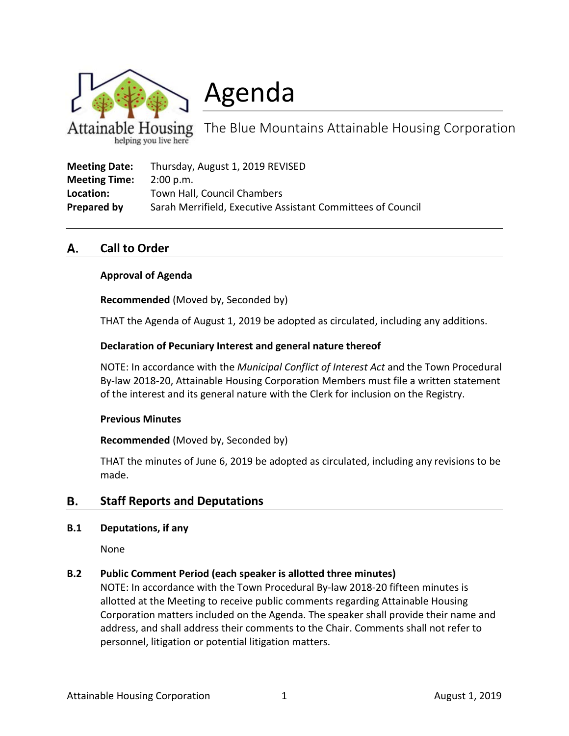Attainable Housing
helping you live here

# Agenda

The Blue Mountains Attainable Housing Corporation

**Meeting Date:** Thursday, August 1, 2019 REVISED
**Meeting Time:** 2:00 p.m.
**Location:** Town Hall, Council Chambers
**Prepared by** Sarah Merrifield, Executive Assistant Committees of Council

## A. Call to Order

**Approval of Agenda**

**Recommended** (Moved by, Seconded by)

THAT the Agenda of August 1, 2019 be adopted as circulated, including any additions.

**Declaration of Pecuniary Interest and general nature thereof**

NOTE: In accordance with the *Municipal Conflict of Interest Act* and the Town Procedural By-law 2018-20, Attainable Housing Corporation Members must file a written statement of the interest and its general nature with the Clerk for inclusion on the Registry.

**Previous Minutes**

**Recommended** (Moved by, Seconded by)

THAT the minutes of June 6, 2019 be adopted as circulated, including any revisions to be made.

## B. Staff Reports and Deputations

### B.1 Deputations, if any

None

### B.2 Public Comment Period (each speaker is allotted three minutes)

NOTE: In accordance with the Town Procedural By-law 2018-20 fifteen minutes is allotted at the Meeting to receive public comments regarding Attainable Housing Corporation matters included on the Agenda. The speaker shall provide their name and address, and shall address their comments to the Chair. Comments shall not refer to personnel, litigation or potential litigation matters.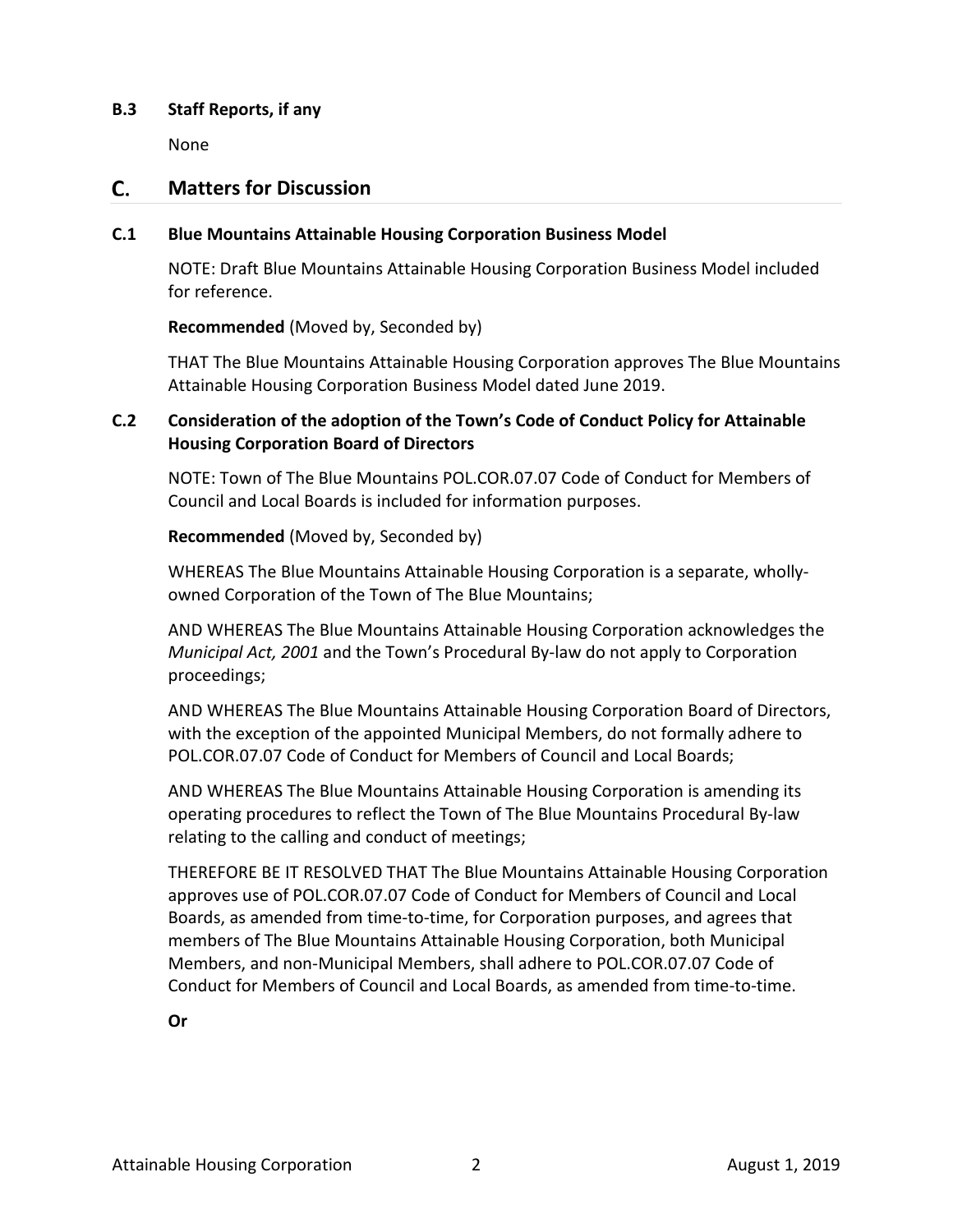### B.3 Staff Reports, if any

None

## C. Matters for Discussion

### C.1 Blue Mountains Attainable Housing Corporation Business Model

NOTE: Draft Blue Mountains Attainable Housing Corporation Business Model included for reference.

**Recommended** (Moved by, Seconded by)

THAT The Blue Mountains Attainable Housing Corporation approves The Blue Mountains Attainable Housing Corporation Business Model dated June 2019.

### C.2 Consideration of the adoption of the Town's Code of Conduct Policy for Attainable Housing Corporation Board of Directors

NOTE: Town of The Blue Mountains POL.COR.07.07 Code of Conduct for Members of Council and Local Boards is included for information purposes.

**Recommended** (Moved by, Seconded by)

WHEREAS The Blue Mountains Attainable Housing Corporation is a separate, wholly-owned Corporation of the Town of The Blue Mountains;

AND WHEREAS The Blue Mountains Attainable Housing Corporation acknowledges the *Municipal Act, 2001* and the Town's Procedural By-law do not apply to Corporation proceedings;

AND WHEREAS The Blue Mountains Attainable Housing Corporation Board of Directors, with the exception of the appointed Municipal Members, do not formally adhere to POL.COR.07.07 Code of Conduct for Members of Council and Local Boards;

AND WHEREAS The Blue Mountains Attainable Housing Corporation is amending its operating procedures to reflect the Town of The Blue Mountains Procedural By-law relating to the calling and conduct of meetings;

THEREFORE BE IT RESOLVED THAT The Blue Mountains Attainable Housing Corporation approves use of POL.COR.07.07 Code of Conduct for Members of Council and Local Boards, as amended from time-to-time, for Corporation purposes, and agrees that members of The Blue Mountains Attainable Housing Corporation, both Municipal Members, and non-Municipal Members, shall adhere to POL.COR.07.07 Code of Conduct for Members of Council and Local Boards, as amended from time-to-time.

**Or**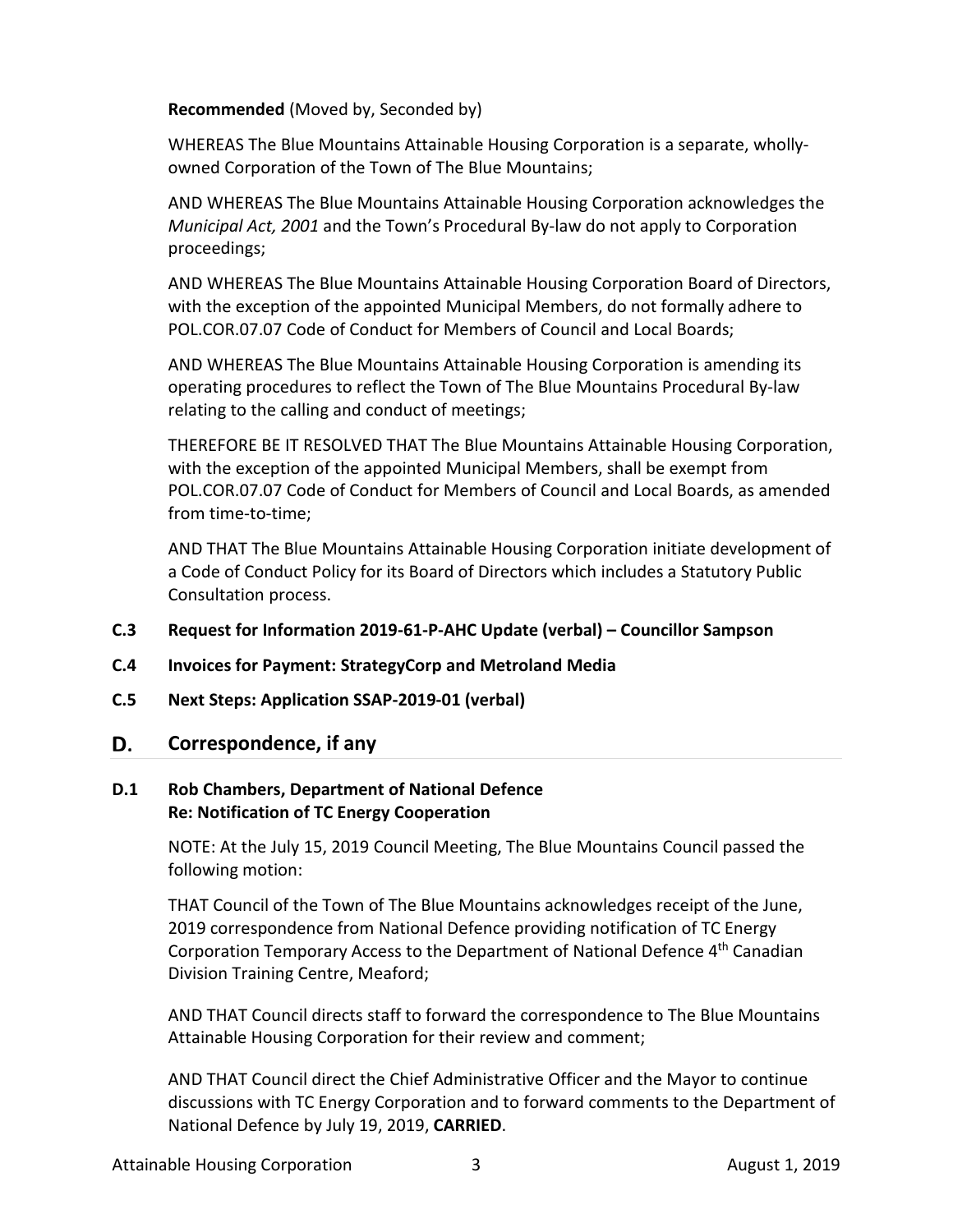**Recommended** (Moved by, Seconded by)

WHEREAS The Blue Mountains Attainable Housing Corporation is a separate, wholly-owned Corporation of the Town of The Blue Mountains;

AND WHEREAS The Blue Mountains Attainable Housing Corporation acknowledges the *Municipal Act, 2001* and the Town's Procedural By-law do not apply to Corporation proceedings;

AND WHEREAS The Blue Mountains Attainable Housing Corporation Board of Directors, with the exception of the appointed Municipal Members, do not formally adhere to POL.COR.07.07 Code of Conduct for Members of Council and Local Boards;

AND WHEREAS The Blue Mountains Attainable Housing Corporation is amending its operating procedures to reflect the Town of The Blue Mountains Procedural By-law relating to the calling and conduct of meetings;

THEREFORE BE IT RESOLVED THAT The Blue Mountains Attainable Housing Corporation, with the exception of the appointed Municipal Members, shall be exempt from POL.COR.07.07 Code of Conduct for Members of Council and Local Boards, as amended from time-to-time;

AND THAT The Blue Mountains Attainable Housing Corporation initiate development of a Code of Conduct Policy for its Board of Directors which includes a Statutory Public Consultation process.

**C.3 Request for Information 2019-61-P-AHC Update (verbal) – Councillor Sampson**

**C.4 Invoices for Payment: StrategyCorp and Metroland Media**

**C.5 Next Steps: Application SSAP-2019-01 (verbal)**

## D. Correspondence, if any

**D.1 Rob Chambers, Department of National Defence**
**Re: Notification of TC Energy Cooperation**

NOTE: At the July 15, 2019 Council Meeting, The Blue Mountains Council passed the following motion:

THAT Council of the Town of The Blue Mountains acknowledges receipt of the June, 2019 correspondence from National Defence providing notification of TC Energy Corporation Temporary Access to the Department of National Defence 4th Canadian Division Training Centre, Meaford;

AND THAT Council directs staff to forward the correspondence to The Blue Mountains Attainable Housing Corporation for their review and comment;

AND THAT Council direct the Chief Administrative Officer and the Mayor to continue discussions with TC Energy Corporation and to forward comments to the Department of National Defence by July 19, 2019, **CARRIED**.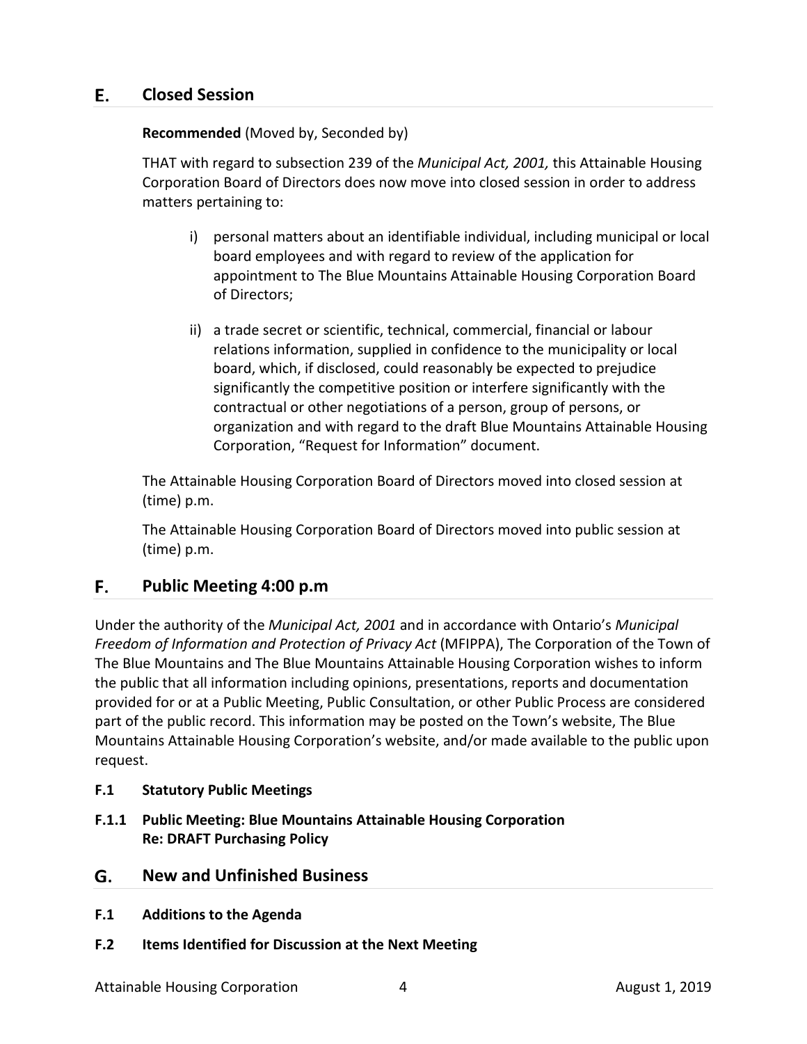## E. Closed Session

**Recommended** (Moved by, Seconded by)

THAT with regard to subsection 239 of the *Municipal Act, 2001,* this Attainable Housing Corporation Board of Directors does now move into closed session in order to address matters pertaining to:

i) personal matters about an identifiable individual, including municipal or local board employees and with regard to review of the application for appointment to The Blue Mountains Attainable Housing Corporation Board of Directors;

ii) a trade secret or scientific, technical, commercial, financial or labour relations information, supplied in confidence to the municipality or local board, which, if disclosed, could reasonably be expected to prejudice significantly the competitive position or interfere significantly with the contractual or other negotiations of a person, group of persons, or organization and with regard to the draft Blue Mountains Attainable Housing Corporation, "Request for Information" document.

The Attainable Housing Corporation Board of Directors moved into closed session at (time) p.m.

The Attainable Housing Corporation Board of Directors moved into public session at (time) p.m.

## F. Public Meeting 4:00 p.m

Under the authority of the *Municipal Act, 2001* and in accordance with Ontario's *Municipal Freedom of Information and Protection of Privacy Act* (MFIPPA), The Corporation of the Town of The Blue Mountains and The Blue Mountains Attainable Housing Corporation wishes to inform the public that all information including opinions, presentations, reports and documentation provided for or at a Public Meeting, Public Consultation, or other Public Process are considered part of the public record. This information may be posted on the Town's website, The Blue Mountains Attainable Housing Corporation's website, and/or made available to the public upon request.

**F.1 Statutory Public Meetings**

**F.1.1 Public Meeting: Blue Mountains Attainable Housing Corporation Re: DRAFT Purchasing Policy**

## G. New and Unfinished Business

**F.1 Additions to the Agenda**

**F.2 Items Identified for Discussion at the Next Meeting**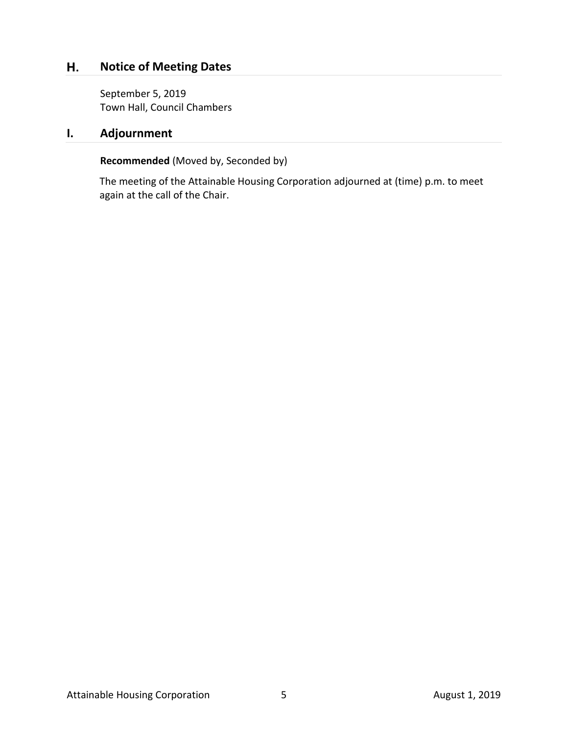## H. Notice of Meeting Dates

September 5, 2019
Town Hall, Council Chambers

## I. Adjournment

**Recommended** (Moved by, Seconded by)

The meeting of the Attainable Housing Corporation adjourned at (time) p.m. to meet again at the call of the Chair.